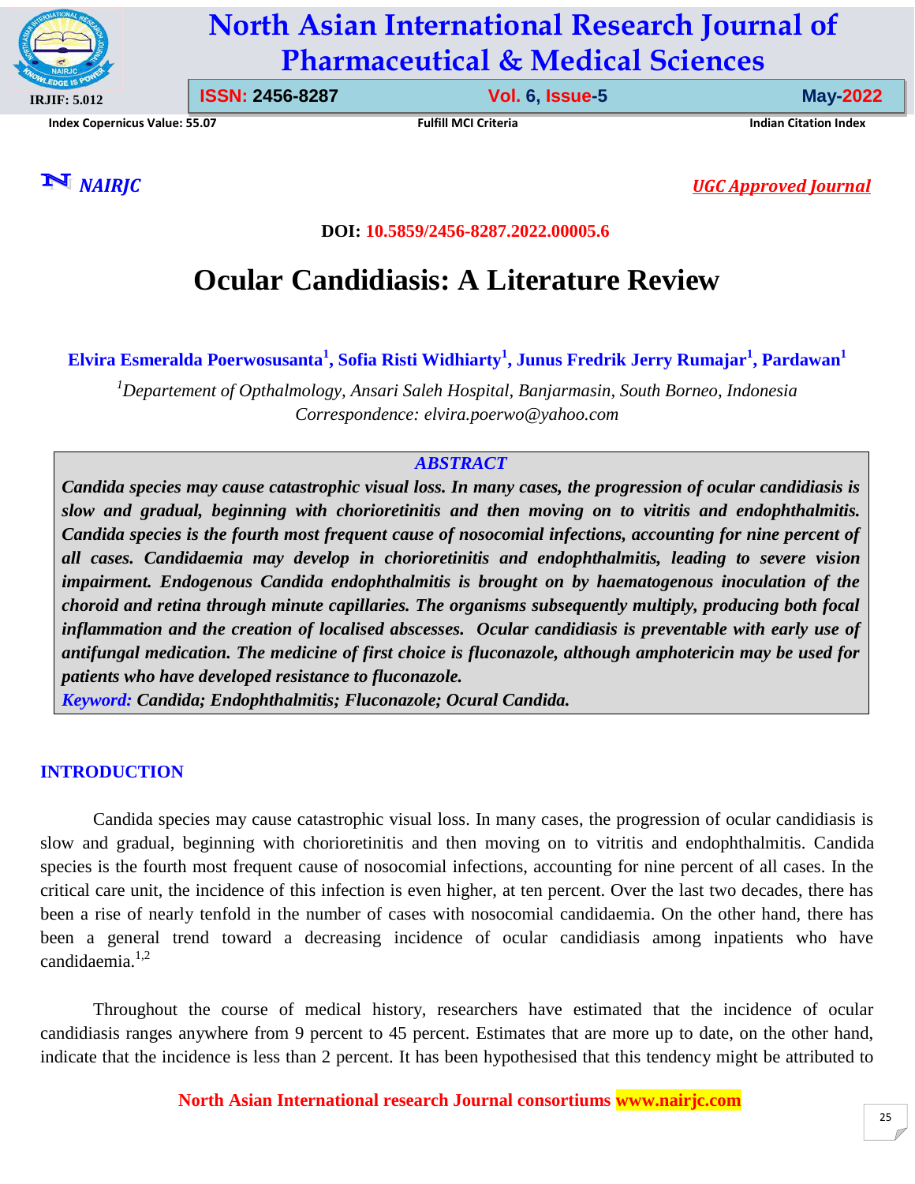DOI: 10.5859/2456-8287.2022.00005.6

# Ocular Candidiasis: A Literature Review

**Elvira Esmeralda Poerwosusanta[1], Sofia Risti Widhiarty[1], Junus Fredrik Jerry Rumajar[1], Pardawan[1]**

*[1]Departement of Opthalmology, Ansari Saleh Hospital, Banjarmasin, South Borneo, Indonesia*
*Correspondence: elvira.poerwo@yahoo.com*

## ABSTRACT

***Candida species may cause catastrophic visual loss. In many cases, the progression of ocular candidiasis is slow and gradual, beginning with chorioretinitis and then moving on to vitritis and endophthalmitis. Candida species is the fourth most frequent cause of nosocomial infections, accounting for nine percent of all cases. Candidaemia may develop in chorioretinitis and endophthalmitis, leading to severe vision impairment. Endogenous Candida endophthalmitis is brought on by haematogenous inoculation of the choroid and retina through minute capillaries. The organisms subsequently multiply, producing both focal inflammation and the creation of localised abscesses. Ocular candidiasis is preventable with early use of antifungal medication. The medicine of first choice is fluconazole, although amphotericin may be used for patients who have developed resistance to fluconazole.***

***Keyword:** Candida; Endophthalmitis; Fluconazole; Ocural Candida.*

## INTRODUCTION

Candida species may cause catastrophic visual loss. In many cases, the progression of ocular candidiasis is slow and gradual, beginning with chorioretinitis and then moving on to vitritis and endophthalmitis. Candida species is the fourth most frequent cause of nosocomial infections, accounting for nine percent of all cases. In the critical care unit, the incidence of this infection is even higher, at ten percent. Over the last two decades, there has been a rise of nearly tenfold in the number of cases with nosocomial candidaemia. On the other hand, there has been a general trend toward a decreasing incidence of ocular candidiasis among inpatients who have candidaemia.[1,2]

Throughout the course of medical history, researchers have estimated that the incidence of ocular candidiasis ranges anywhere from 9 percent to 45 percent. Estimates that are more up to date, on the other hand, indicate that the incidence is less than 2 percent. It has been hypothesised that this tendency might be attributed to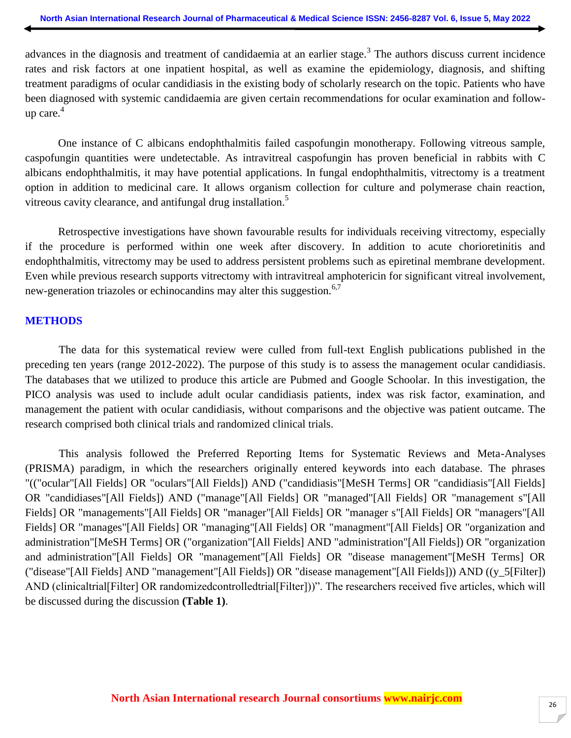advances in the diagnosis and treatment of candidaemia at an earlier stage.[3] The authors discuss current incidence rates and risk factors at one inpatient hospital, as well as examine the epidemiology, diagnosis, and shifting treatment paradigms of ocular candidiasis in the existing body of scholarly research on the topic. Patients who have been diagnosed with systemic candidaemia are given certain recommendations for ocular examination and follow-up care.[4]

One instance of C albicans endophthalmitis failed caspofungin monotherapy. Following vitreous sample, caspofungin quantities were undetectable. As intravitreal caspofungin has proven beneficial in rabbits with C albicans endophthalmitis, it may have potential applications. In fungal endophthalmitis, vitrectomy is a treatment option in addition to medicinal care. It allows organism collection for culture and polymerase chain reaction, vitreous cavity clearance, and antifungal drug installation.[5]

Retrospective investigations have shown favourable results for individuals receiving vitrectomy, especially if the procedure is performed within one week after discovery. In addition to acute chorioretinitis and endophthalmitis, vitrectomy may be used to address persistent problems such as epiretinal membrane development. Even while previous research supports vitrectomy with intravitreal amphotericin for significant vitreal involvement, new-generation triazoles or echinocandins may alter this suggestion.[6,7]

## METHODS

The data for this systematical review were culled from full-text English publications published in the preceding ten years (range 2012-2022). The purpose of this study is to assess the management ocular candidiasis. The databases that we utilized to produce this article are Pubmed and Google Schoolar. In this investigation, the PICO analysis was used to include adult ocular candidiasis patients, index was risk factor, examination, and management the patient with ocular candidiasis, without comparisons and the objective was patient outcame. The research comprised both clinical trials and randomized clinical trials.

This analysis followed the Preferred Reporting Items for Systematic Reviews and Meta-Analyses (PRISMA) paradigm, in which the researchers originally entered keywords into each database. The phrases "(("ocular"[All Fields] OR "oculars"[All Fields]) AND ("candidiasis"[MeSH Terms] OR "candidiasis"[All Fields] OR "candidiases"[All Fields]) AND ("manage"[All Fields] OR "managed"[All Fields] OR "management s"[All Fields] OR "managements"[All Fields] OR "manager"[All Fields] OR "manager s"[All Fields] OR "managers"[All Fields] OR "manages"[All Fields] OR "managing"[All Fields] OR "managment"[All Fields] OR "organization and administration"[MeSH Terms] OR ("organization"[All Fields] AND "administration"[All Fields]) OR "organization and administration"[All Fields] OR "management"[All Fields] OR "disease management"[MeSH Terms] OR ("disease"[All Fields] AND "management"[All Fields]) OR "disease management"[All Fields])) AND ((y_5[Filter]) AND (clinicaltrial[Filter] OR randomizedcontrolledtrial[Filter]))". The researchers received five articles, which will be discussed during the discussion **(Table 1)**.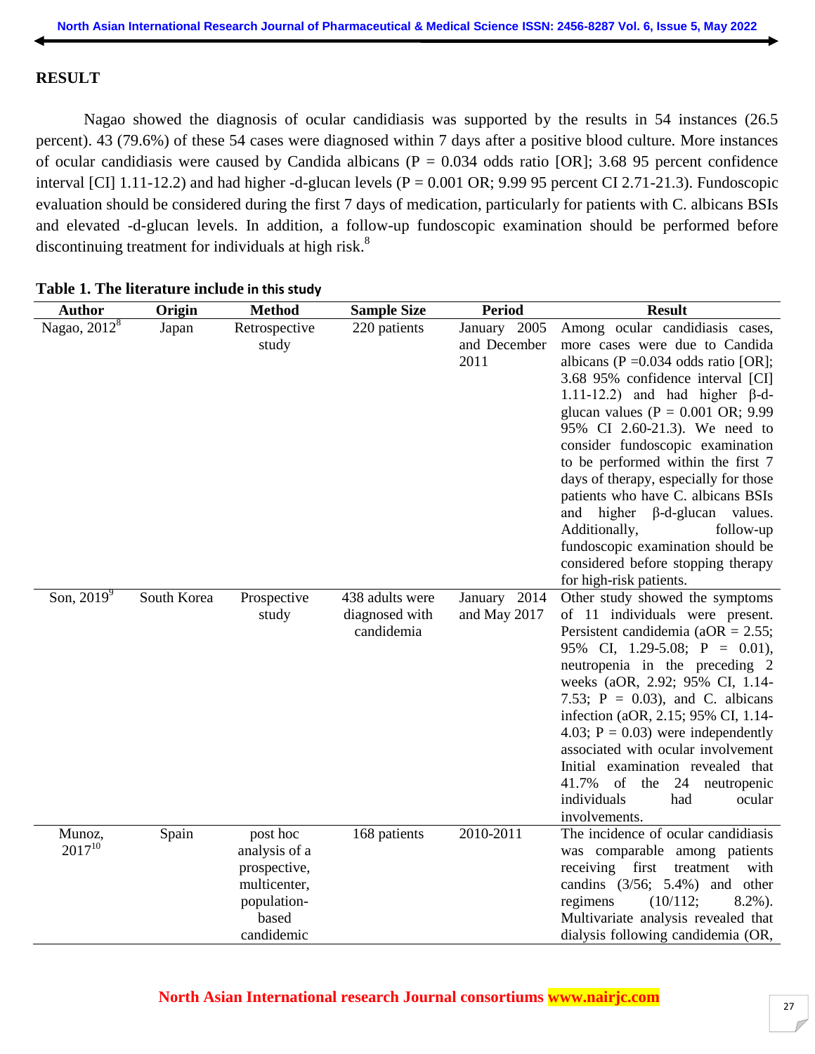## RESULT

Nagao showed the diagnosis of ocular candidiasis was supported by the results in 54 instances (26.5 percent). 43 (79.6%) of these 54 cases were diagnosed within 7 days after a positive blood culture. More instances of ocular candidiasis were caused by Candida albicans (P = 0.034 odds ratio [OR]; 3.68 95 percent confidence interval [CI] 1.11-12.2) and had higher -d-glucan levels (P = 0.001 OR; 9.99 95 percent CI 2.71-21.3). Fundoscopic evaluation should be considered during the first 7 days of medication, particularly for patients with C. albicans BSIs and elevated -d-glucan levels. In addition, a follow-up fundoscopic examination should be performed before discontinuing treatment for individuals at high risk.[8]

**Table 1. The literature include in this study**

| Author | Origin | Method | Sample Size | Period | Result |
|---|---|---|---|---|---|
| Nagao, 2012[8] | Japan | Retrospective study | 220 patients | January 2005 and December 2011 | Among ocular candidiasis cases, more cases were due to Candida albicans (P =0.034 odds ratio [OR]; 3.68 95% confidence interval [CI] 1.11-12.2) and had higher β-d-glucan values (P = 0.001 OR; 9.99 95% CI 2.60-21.3). We need to consider fundoscopic examination to be performed within the first 7 days of therapy, especially for those patients who have C. albicans BSIs and higher β-d-glucan values. Additionally, follow-up fundoscopic examination should be considered before stopping therapy for high-risk patients. |
| Son, 2019[9] | South Korea | Prospective study | 438 adults were diagnosed with candidemia | January 2014 and May 2017 | Other study showed the symptoms of 11 individuals were present. Persistent candidemia (aOR = 2.55; 95% CI, 1.29-5.08; P = 0.01), neutropenia in the preceding 2 weeks (aOR, 2.92; 95% CI, 1.14-7.53; P = 0.03), and C. albicans infection (aOR, 2.15; 95% CI, 1.14-4.03; P = 0.03) were independently associated with ocular involvement Initial examination revealed that 41.7% of the 24 neutropenic individuals had ocular involvements. |
| Munoz, 2017[10] | Spain | post hoc analysis of a prospective, multicenter, population-based candidemic | 168 patients | 2010-2011 | The incidence of ocular candidiasis was comparable among patients receiving first treatment with candins (3/56; 5.4%) and other regimens (10/112; 8.2%). Multivariate analysis revealed that dialysis following candidemia (OR, |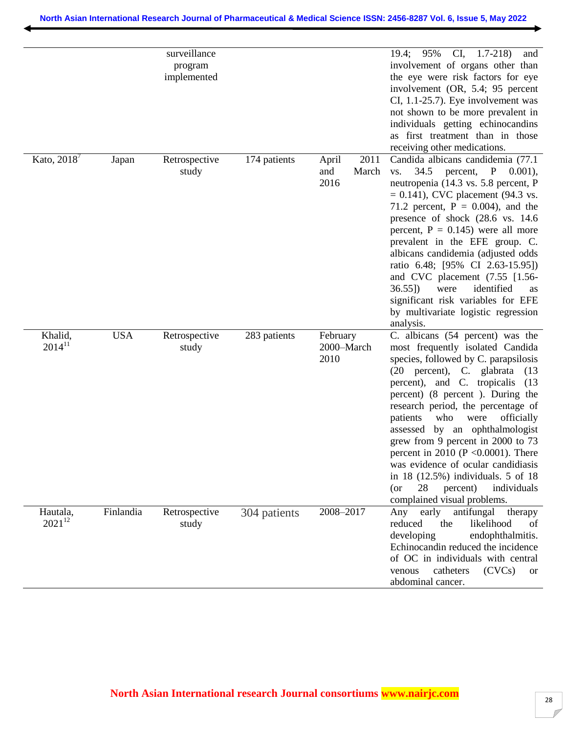| | | | | | |
|---|---|---|---|---|---|
| | | surveillance program implemented | | | 19.4; 95% CI, 1.7-218) and involvement of organs other than the eye were risk factors for eye involvement (OR, 5.4; 95 percent CI, 1.1-25.7). Eye involvement was not shown to be more prevalent in individuals getting echinocandins as first treatment than in those receiving other medications. |
| Kato, 2018[7] | Japan | Retrospective study | 174 patients | April 2011 and March 2016 | Candida albicans candidemia (77.1 vs. 34.5 percent, P 0.001), neutropenia (14.3 vs. 5.8 percent, P = 0.141), CVC placement (94.3 vs. 71.2 percent, P = 0.004), and the presence of shock (28.6 vs. 14.6 percent, P = 0.145) were all more prevalent in the EFE group. C. albicans candidemia (adjusted odds ratio 6.48; [95% CI 2.63-15.95]) and CVC placement (7.55 [1.56-36.55]) were identified as significant risk variables for EFE by multivariate logistic regression analysis. |
| Khalid, 2014[11] | USA | Retrospective study | 283 patients | February 2000–March 2010 | C. albicans (54 percent) was the most frequently isolated Candida species, followed by C. parapsilosis (20 percent), C. glabrata (13 percent), and C. tropicalis (13 percent) (8 percent ). During the research period, the percentage of patients who were officially assessed by an ophthalmologist grew from 9 percent in 2000 to 73 percent in 2010 (P <0.0001). There was evidence of ocular candidiasis in 18 (12.5%) individuals. 5 of 18 (or 28 percent) individuals complained visual problems. |
| Hautala, 2021[12] | Finlandia | Retrospective study | 304 patients | 2008–2017 | Any early antifungal therapy reduced the likelihood of developing endophthalmitis. Echinocandin reduced the incidence of OC in individuals with central venous catheters (CVCs) or abdominal cancer. |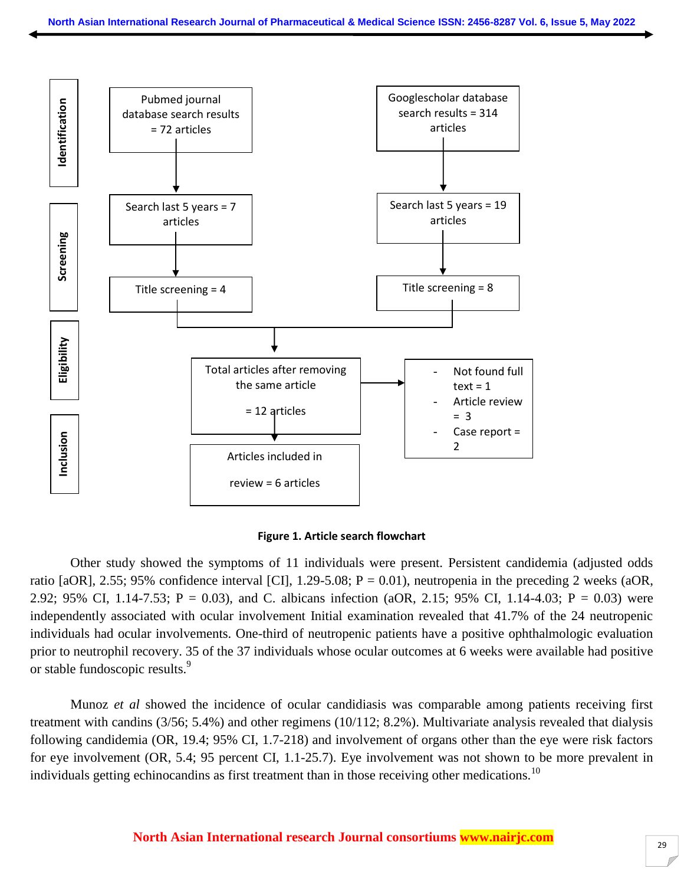Identification

Pubmed journal database search results = 72 articles

Googlescholar database search results = 314 articles

Screening

Search last 5 years = 7 articles

Search last 5 years = 19 articles

Title screening = 4

Title screening = 8

Eligibility

Total articles after removing the same article = 12 articles

- Not found full text = 1
- Article review = 3
- Case report = 2

Inclusion

Articles included in review = 6 articles

**Figure 1. Article search flowchart**

Other study showed the symptoms of 11 individuals were present. Persistent candidemia (adjusted odds ratio [aOR], 2.55; 95% confidence interval [CI], 1.29-5.08; P = 0.01), neutropenia in the preceding 2 weeks (aOR, 2.92; 95% CI, 1.14-7.53; P = 0.03), and C. albicans infection (aOR, 2.15; 95% CI, 1.14-4.03; P = 0.03) were independently associated with ocular involvement Initial examination revealed that 41.7% of the 24 neutropenic individuals had ocular involvements. One-third of neutropenic patients have a positive ophthalmologic evaluation prior to neutrophil recovery. 35 of the 37 individuals whose ocular outcomes at 6 weeks were available had positive or stable fundoscopic results.[9]

Munoz *et al* showed the incidence of ocular candidiasis was comparable among patients receiving first treatment with candins (3/56; 5.4%) and other regimens (10/112; 8.2%). Multivariate analysis revealed that dialysis following candidemia (OR, 19.4; 95% CI, 1.7-218) and involvement of organs other than the eye were risk factors for eye involvement (OR, 5.4; 95 percent CI, 1.1-25.7). Eye involvement was not shown to be more prevalent in individuals getting echinocandins as first treatment than in those receiving other medications.[10]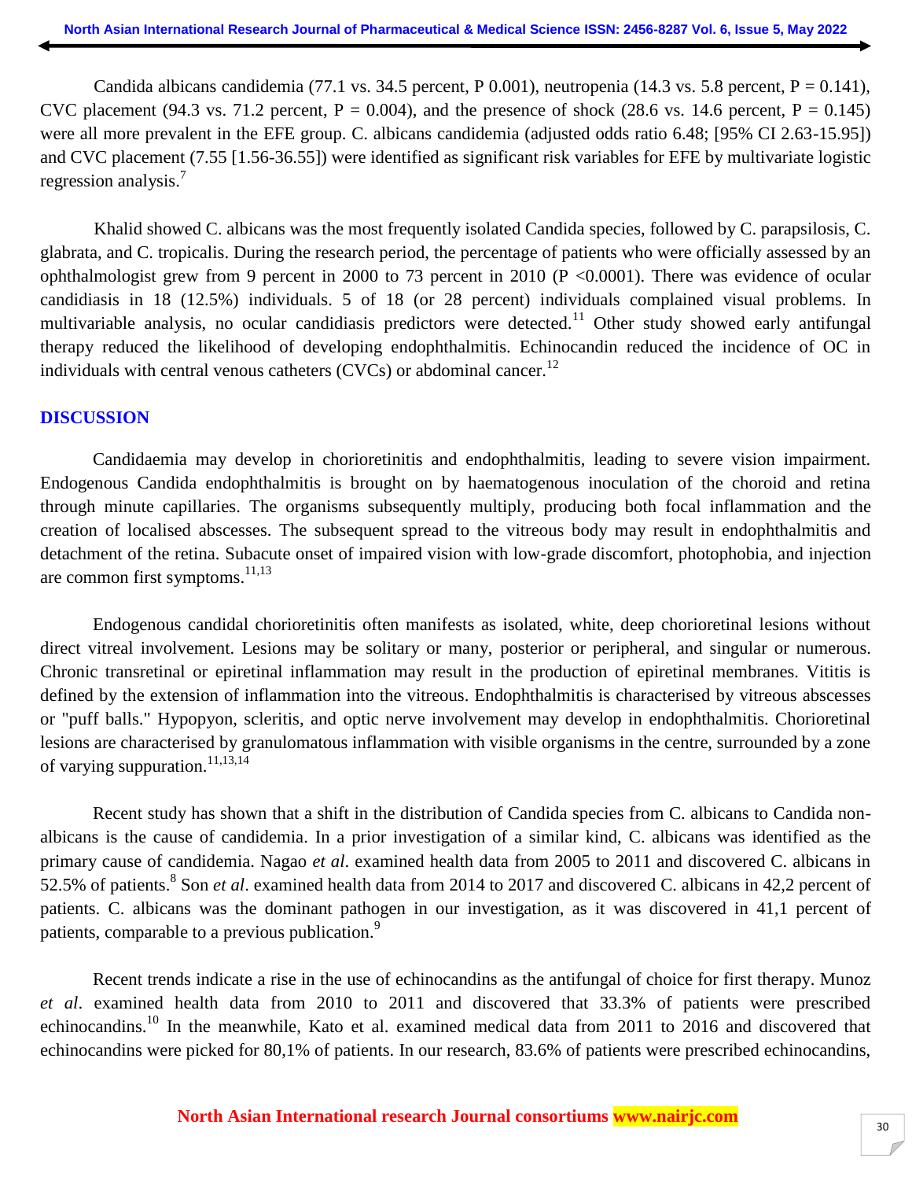Candida albicans candidemia (77.1 vs. 34.5 percent, P 0.001), neutropenia (14.3 vs. 5.8 percent, P = 0.141), CVC placement (94.3 vs. 71.2 percent, P = 0.004), and the presence of shock (28.6 vs. 14.6 percent, P = 0.145) were all more prevalent in the EFE group. C. albicans candidemia (adjusted odds ratio 6.48; [95% CI 2.63-15.95]) and CVC placement (7.55 [1.56-36.55]) were identified as significant risk variables for EFE by multivariate logistic regression analysis.[7]

Khalid showed C. albicans was the most frequently isolated Candida species, followed by C. parapsilosis, C. glabrata, and C. tropicalis. During the research period, the percentage of patients who were officially assessed by an ophthalmologist grew from 9 percent in 2000 to 73 percent in 2010 (P <0.0001). There was evidence of ocular candidiasis in 18 (12.5%) individuals. 5 of 18 (or 28 percent) individuals complained visual problems. In multivariable analysis, no ocular candidiasis predictors were detected.[11] Other study showed early antifungal therapy reduced the likelihood of developing endophthalmitis. Echinocandin reduced the incidence of OC in individuals with central venous catheters (CVCs) or abdominal cancer.[12]

## DISCUSSION

Candidaemia may develop in chorioretinitis and endophthalmitis, leading to severe vision impairment. Endogenous Candida endophthalmitis is brought on by haematogenous inoculation of the choroid and retina through minute capillaries. The organisms subsequently multiply, producing both focal inflammation and the creation of localised abscesses. The subsequent spread to the vitreous body may result in endophthalmitis and detachment of the retina. Subacute onset of impaired vision with low-grade discomfort, photophobia, and injection are common first symptoms.[11,13]

Endogenous candidal chorioretinitis often manifests as isolated, white, deep chorioretinal lesions without direct vitreal involvement. Lesions may be solitary or many, posterior or peripheral, and singular or numerous. Chronic transretinal or epiretinal inflammation may result in the production of epiretinal membranes. Vititis is defined by the extension of inflammation into the vitreous. Endophthalmitis is characterised by vitreous abscesses or "puff balls." Hypopyon, scleritis, and optic nerve involvement may develop in endophthalmitis. Chorioretinal lesions are characterised by granulomatous inflammation with visible organisms in the centre, surrounded by a zone of varying suppuration.[11,13,14]

Recent study has shown that a shift in the distribution of Candida species from C. albicans to Candida non-albicans is the cause of candidemia. In a prior investigation of a similar kind, C. albicans was identified as the primary cause of candidemia. Nagao *et al*. examined health data from 2005 to 2011 and discovered C. albicans in 52.5% of patients.[8] Son *et al*. examined health data from 2014 to 2017 and discovered C. albicans in 42,2 percent of patients. C. albicans was the dominant pathogen in our investigation, as it was discovered in 41,1 percent of patients, comparable to a previous publication.[9]

Recent trends indicate a rise in the use of echinocandins as the antifungal of choice for first therapy. Munoz *et al*. examined health data from 2010 to 2011 and discovered that 33.3% of patients were prescribed echinocandins.[10] In the meanwhile, Kato et al. examined medical data from 2011 to 2016 and discovered that echinocandins were picked for 80,1% of patients. In our research, 83.6% of patients were prescribed echinocandins,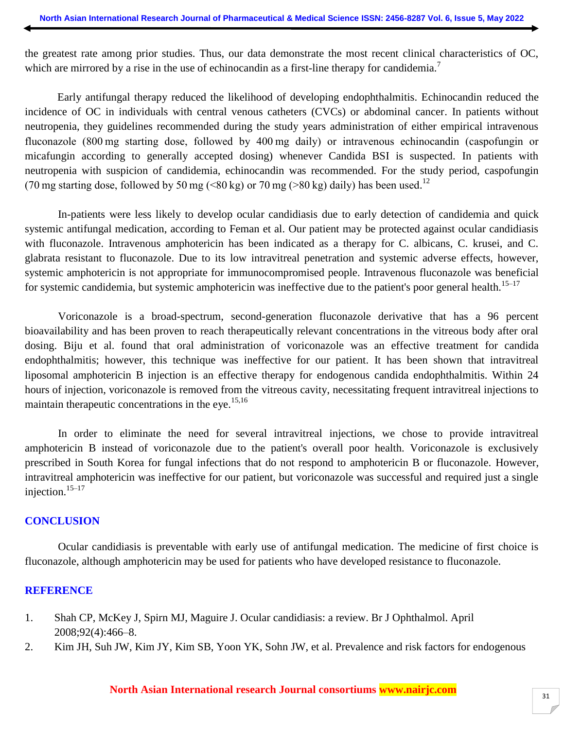the greatest rate among prior studies. Thus, our data demonstrate the most recent clinical characteristics of OC, which are mirrored by a rise in the use of echinocandin as a first-line therapy for candidemia.[7]

Early antifungal therapy reduced the likelihood of developing endophthalmitis. Echinocandin reduced the incidence of OC in individuals with central venous catheters (CVCs) or abdominal cancer. In patients without neutropenia, they guidelines recommended during the study years administration of either empirical intravenous fluconazole (800 mg starting dose, followed by 400 mg daily) or intravenous echinocandin (caspofungin or micafungin according to generally accepted dosing) whenever Candida BSI is suspected. In patients with neutropenia with suspicion of candidemia, echinocandin was recommended. For the study period, caspofungin (70 mg starting dose, followed by 50 mg (<80 kg) or 70 mg (>80 kg) daily) has been used.[12]

In-patients were less likely to develop ocular candidiasis due to early detection of candidemia and quick systemic antifungal medication, according to Feman et al. Our patient may be protected against ocular candidiasis with fluconazole. Intravenous amphotericin has been indicated as a therapy for C. albicans, C. krusei, and C. glabrata resistant to fluconazole. Due to its low intravitreal penetration and systemic adverse effects, however, systemic amphotericin is not appropriate for immunocompromised people. Intravenous fluconazole was beneficial for systemic candidemia, but systemic amphotericin was ineffective due to the patient's poor general health.[15–17]

Voriconazole is a broad-spectrum, second-generation fluconazole derivative that has a 96 percent bioavailability and has been proven to reach therapeutically relevant concentrations in the vitreous body after oral dosing. Biju et al. found that oral administration of voriconazole was an effective treatment for candida endophthalmitis; however, this technique was ineffective for our patient. It has been shown that intravitreal liposomal amphotericin B injection is an effective therapy for endogenous candida endophthalmitis. Within 24 hours of injection, voriconazole is removed from the vitreous cavity, necessitating frequent intravitreal injections to maintain therapeutic concentrations in the eye.[15,16]

In order to eliminate the need for several intravitreal injections, we chose to provide intravitreal amphotericin B instead of voriconazole due to the patient's overall poor health. Voriconazole is exclusively prescribed in South Korea for fungal infections that do not respond to amphotericin B or fluconazole. However, intravitreal amphotericin was ineffective for our patient, but voriconazole was successful and required just a single injection.[15–17]

## CONCLUSION

Ocular candidiasis is preventable with early use of antifungal medication. The medicine of first choice is fluconazole, although amphotericin may be used for patients who have developed resistance to fluconazole.

## REFERENCE

1. Shah CP, McKey J, Spirn MJ, Maguire J. Ocular candidiasis: a review. Br J Ophthalmol. April 2008;92(4):466–8.
2. Kim JH, Suh JW, Kim JY, Kim SB, Yoon YK, Sohn JW, et al. Prevalence and risk factors for endogenous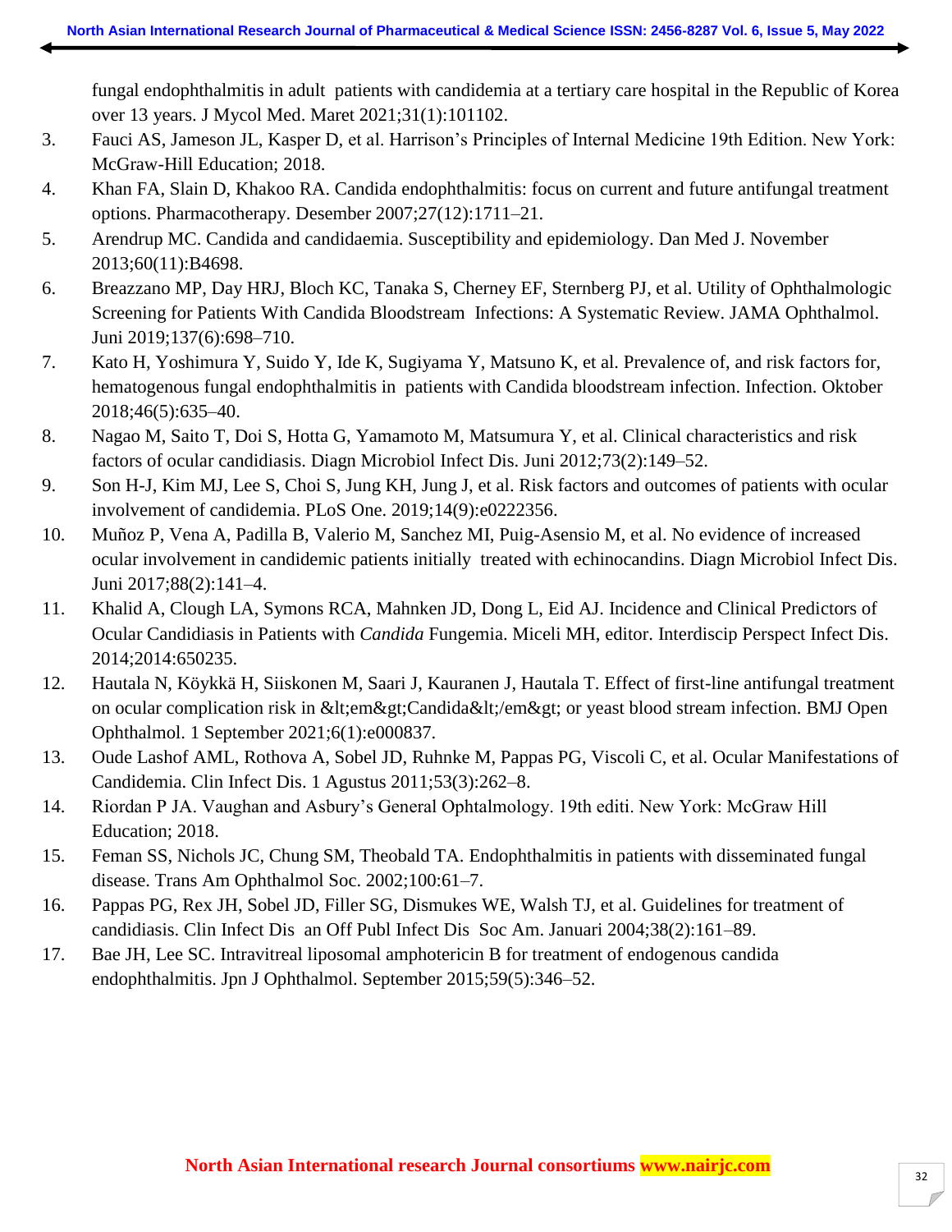fungal endophthalmitis in adult patients with candidemia at a tertiary care hospital in the Republic of Korea over 13 years. J Mycol Med. Maret 2021;31(1):101102.

3. Fauci AS, Jameson JL, Kasper D, et al. Harrison's Principles of Internal Medicine 19th Edition. New York: McGraw-Hill Education; 2018.
4. Khan FA, Slain D, Khakoo RA. Candida endophthalmitis: focus on current and future antifungal treatment options. Pharmacotherapy. Desember 2007;27(12):1711–21.
5. Arendrup MC. Candida and candidaemia. Susceptibility and epidemiology. Dan Med J. November 2013;60(11):B4698.
6. Breazzano MP, Day HRJ, Bloch KC, Tanaka S, Cherney EF, Sternberg PJ, et al. Utility of Ophthalmologic Screening for Patients With Candida Bloodstream Infections: A Systematic Review. JAMA Ophthalmol. Juni 2019;137(6):698–710.
7. Kato H, Yoshimura Y, Suido Y, Ide K, Sugiyama Y, Matsuno K, et al. Prevalence of, and risk factors for, hematogenous fungal endophthalmitis in patients with Candida bloodstream infection. Infection. Oktober 2018;46(5):635–40.
8. Nagao M, Saito T, Doi S, Hotta G, Yamamoto M, Matsumura Y, et al. Clinical characteristics and risk factors of ocular candidiasis. Diagn Microbiol Infect Dis. Juni 2012;73(2):149–52.
9. Son H-J, Kim MJ, Lee S, Choi S, Jung KH, Jung J, et al. Risk factors and outcomes of patients with ocular involvement of candidemia. PLoS One. 2019;14(9):e0222356.
10. Muñoz P, Vena A, Padilla B, Valerio M, Sanchez MI, Puig-Asensio M, et al. No evidence of increased ocular involvement in candidemic patients initially treated with echinocandins. Diagn Microbiol Infect Dis. Juni 2017;88(2):141–4.
11. Khalid A, Clough LA, Symons RCA, Mahnken JD, Dong L, Eid AJ. Incidence and Clinical Predictors of Ocular Candidiasis in Patients with *Candida* Fungemia. Miceli MH, editor. Interdiscip Perspect Infect Dis. 2014;2014:650235.
12. Hautala N, Köykkä H, Siiskonen M, Saari J, Kauranen J, Hautala T. Effect of first-line antifungal treatment on ocular complication risk in &lt;em&gt;Candida&lt;/em&gt; or yeast blood stream infection. BMJ Open Ophthalmol. 1 September 2021;6(1):e000837.
13. Oude Lashof AML, Rothova A, Sobel JD, Ruhnke M, Pappas PG, Viscoli C, et al. Ocular Manifestations of Candidemia. Clin Infect Dis. 1 Agustus 2011;53(3):262–8.
14. Riordan P JA. Vaughan and Asbury's General Ophtalmology. 19th editi. New York: McGraw Hill Education; 2018.
15. Feman SS, Nichols JC, Chung SM, Theobald TA. Endophthalmitis in patients with disseminated fungal disease. Trans Am Ophthalmol Soc. 2002;100:61–7.
16. Pappas PG, Rex JH, Sobel JD, Filler SG, Dismukes WE, Walsh TJ, et al. Guidelines for treatment of candidiasis. Clin Infect Dis an Off Publ Infect Dis Soc Am. Januari 2004;38(2):161–89.
17. Bae JH, Lee SC. Intravitreal liposomal amphotericin B for treatment of endogenous candida endophthalmitis. Jpn J Ophthalmol. September 2015;59(5):346–52.